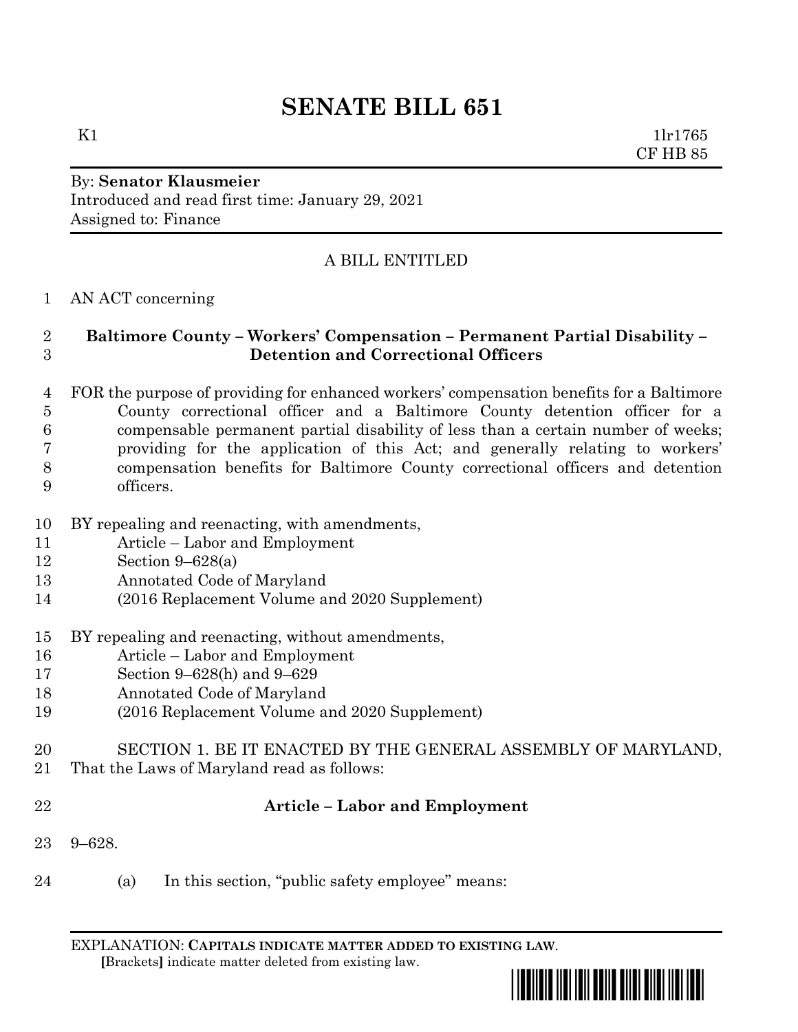# SENATE BILL 651

K1 1lr1765
CF HB 85

By: **Senator Klausmeier**
Introduced and read first time: January 29, 2021
Assigned to: Finance

A BILL ENTITLED

AN ACT concerning

**Baltimore County – Workers' Compensation – Permanent Partial Disability – Detention and Correctional Officers**

FOR the purpose of providing for enhanced workers' compensation benefits for a Baltimore County correctional officer and a Baltimore County detention officer for a compensable permanent partial disability of less than a certain number of weeks; providing for the application of this Act; and generally relating to workers' compensation benefits for Baltimore County correctional officers and detention officers.

BY repealing and reenacting, with amendments,
Article – Labor and Employment
Section 9–628(a)
Annotated Code of Maryland
(2016 Replacement Volume and 2020 Supplement)

BY repealing and reenacting, without amendments,
Article – Labor and Employment
Section 9–628(h) and 9–629
Annotated Code of Maryland
(2016 Replacement Volume and 2020 Supplement)

SECTION 1. BE IT ENACTED BY THE GENERAL ASSEMBLY OF MARYLAND, That the Laws of Maryland read as follows:

**Article – Labor and Employment**

9–628.

(a) In this section, "public safety employee" means:

EXPLANATION: **CAPITALS INDICATE MATTER ADDED TO EXISTING LAW.**
**[**Brackets**]** indicate matter deleted from existing law.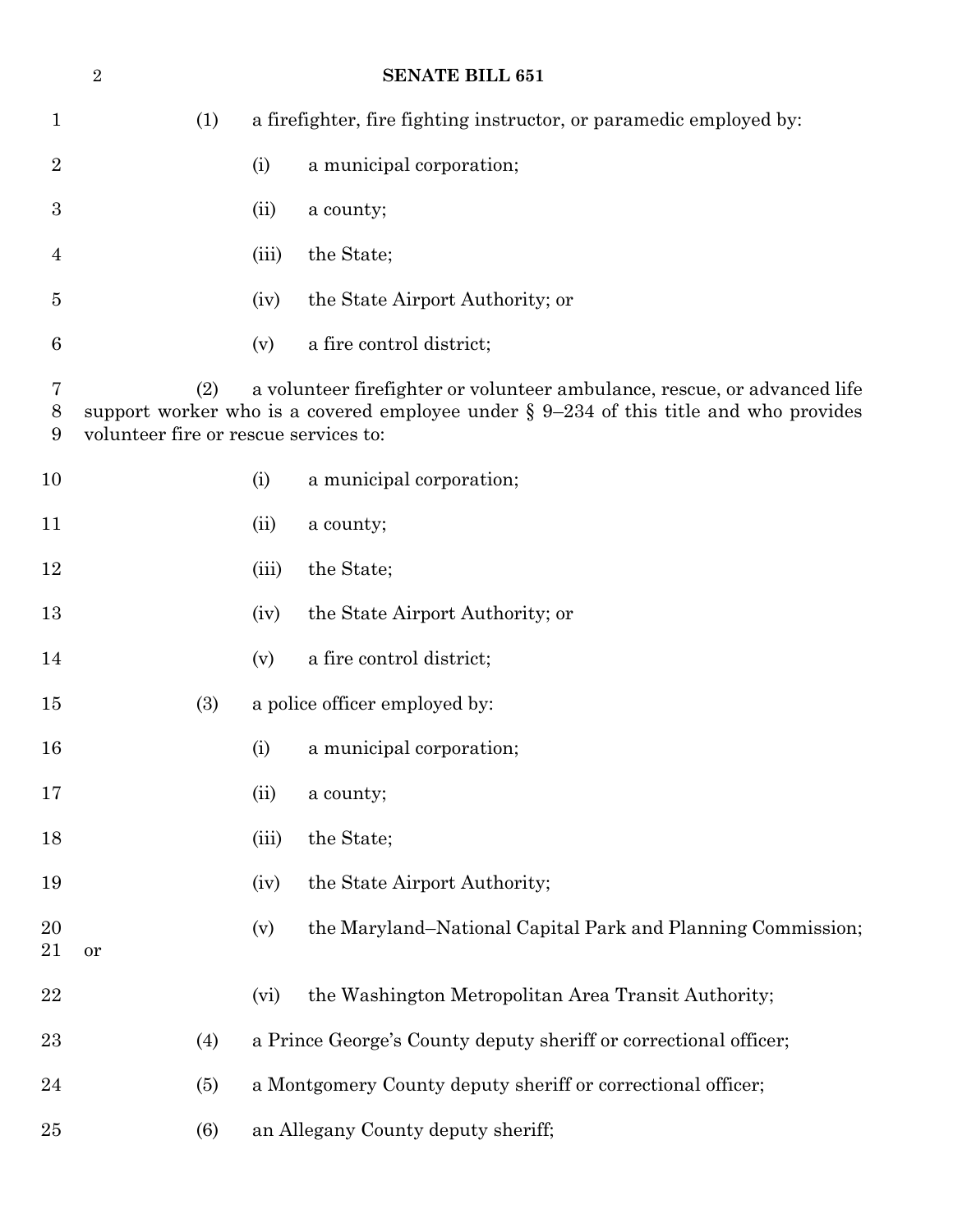(1) a firefighter, fire fighting instructor, or paramedic employed by:

(i) a municipal corporation;

(ii) a county;

(iii) the State;

(iv) the State Airport Authority; or

(v) a fire control district;

(2) a volunteer firefighter or volunteer ambulance, rescue, or advanced life support worker who is a covered employee under § 9–234 of this title and who provides volunteer fire or rescue services to:

(i) a municipal corporation;

(ii) a county;

(iii) the State;

(iv) the State Airport Authority; or

(v) a fire control district;

(3) a police officer employed by:

(i) a municipal corporation;

(ii) a county;

(iii) the State;

(iv) the State Airport Authority;

(v) the Maryland–National Capital Park and Planning Commission; or

(vi) the Washington Metropolitan Area Transit Authority;

(4) a Prince George's County deputy sheriff or correctional officer;

(5) a Montgomery County deputy sheriff or correctional officer;

(6) an Allegany County deputy sheriff;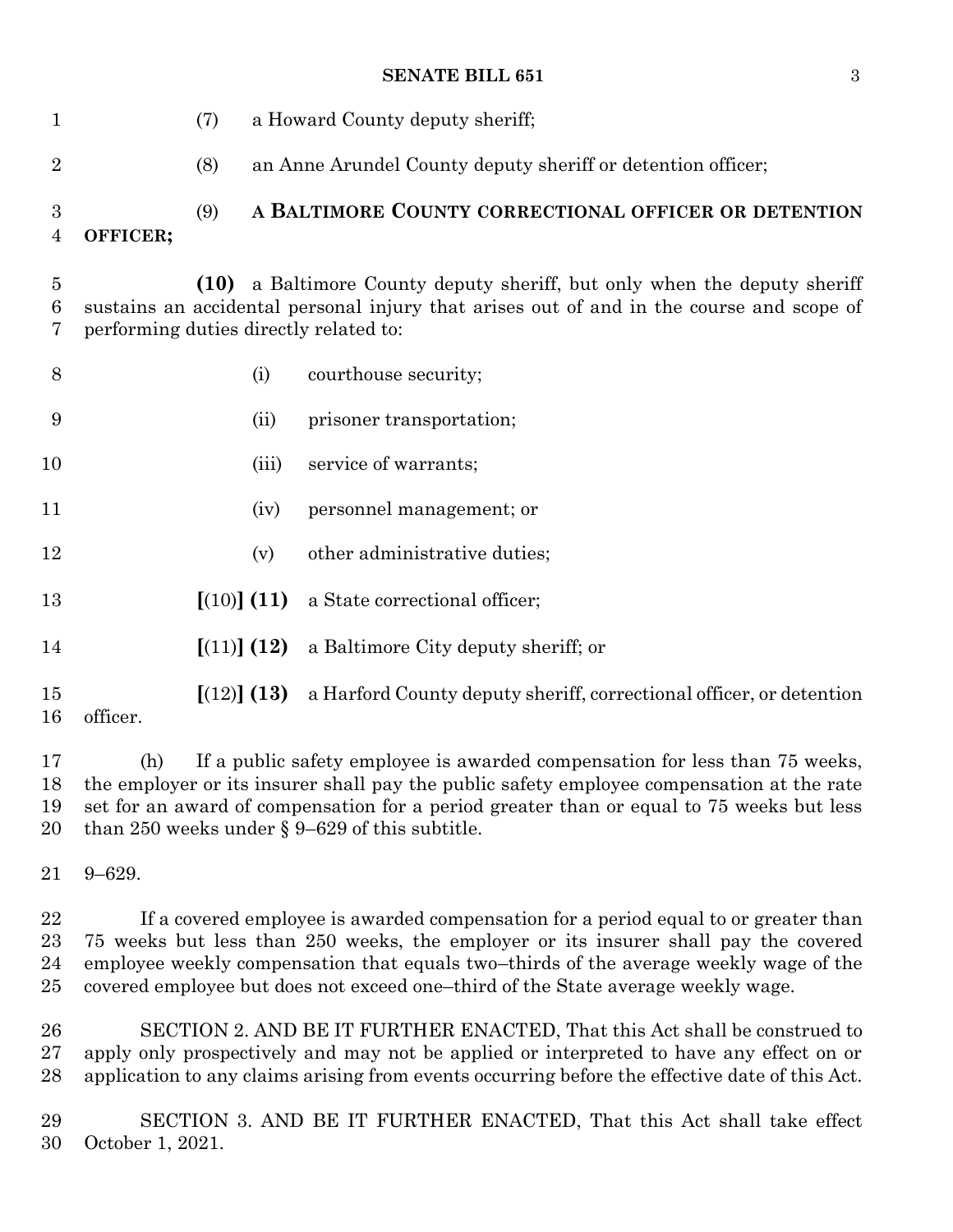(7) a Howard County deputy sheriff;

(8) an Anne Arundel County deputy sheriff or detention officer;

**(9) A BALTIMORE COUNTY CORRECTIONAL OFFICER OR DETENTION OFFICER;**

**(10)** a Baltimore County deputy sheriff, but only when the deputy sheriff sustains an accidental personal injury that arises out of and in the course and scope of performing duties directly related to:

(i) courthouse security;

(ii) prisoner transportation;

(iii) service of warrants;

(iv) personnel management; or

(v) other administrative duties;

**[**(10)**] (11)** a State correctional officer;

**[**(11)**] (12)** a Baltimore City deputy sheriff; or

**[**(12)**] (13)** a Harford County deputy sheriff, correctional officer, or detention officer.

(h) If a public safety employee is awarded compensation for less than 75 weeks, the employer or its insurer shall pay the public safety employee compensation at the rate set for an award of compensation for a period greater than or equal to 75 weeks but less than 250 weeks under § 9–629 of this subtitle.

9–629.

If a covered employee is awarded compensation for a period equal to or greater than 75 weeks but less than 250 weeks, the employer or its insurer shall pay the covered employee weekly compensation that equals two–thirds of the average weekly wage of the covered employee but does not exceed one–third of the State average weekly wage.

SECTION 2. AND BE IT FURTHER ENACTED, That this Act shall be construed to apply only prospectively and may not be applied or interpreted to have any effect on or application to any claims arising from events occurring before the effective date of this Act.

SECTION 3. AND BE IT FURTHER ENACTED, That this Act shall take effect October 1, 2021.